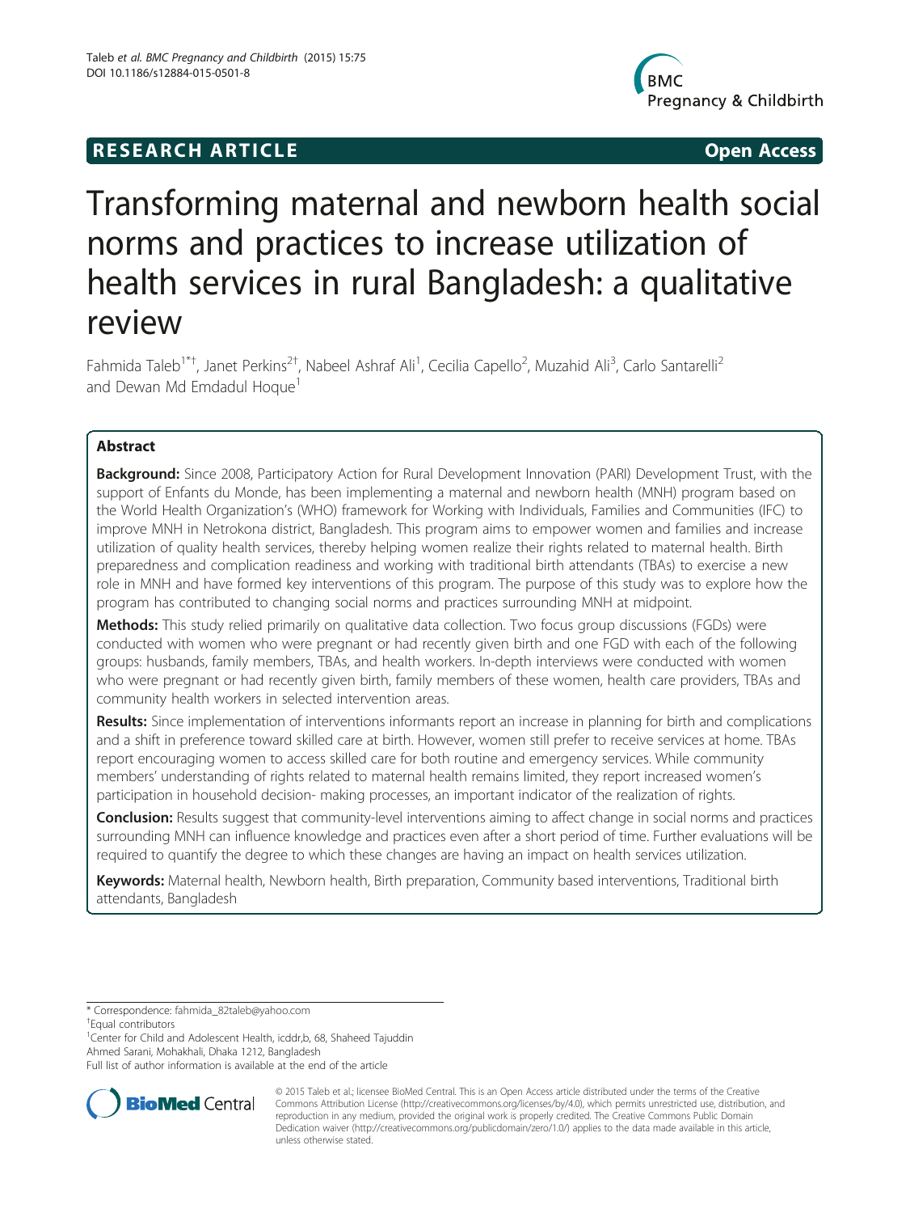RESEARCH ARTICLE **Open Access**

# Transforming maternal and newborn health social norms and practices to increase utilization of health services in rural Bangladesh: a qualitative review

Fahmida Taleb[1*†], Janet Perkins[2†], Nabeel Ashraf Ali[1], Cecilia Capello[2], Muzahid Ali[3], Carlo Santarelli[2] and Dewan Md Emdadul Hoque[1]

## Abstract

**Background:** Since 2008, Participatory Action for Rural Development Innovation (PARI) Development Trust, with the support of Enfants du Monde, has been implementing a maternal and newborn health (MNH) program based on the World Health Organization's (WHO) framework for Working with Individuals, Families and Communities (IFC) to improve MNH in Netrokona district, Bangladesh. This program aims to empower women and families and increase utilization of quality health services, thereby helping women realize their rights related to maternal health. Birth preparedness and complication readiness and working with traditional birth attendants (TBAs) to exercise a new role in MNH and have formed key interventions of this program. The purpose of this study was to explore how the program has contributed to changing social norms and practices surrounding MNH at midpoint.

**Methods:** This study relied primarily on qualitative data collection. Two focus group discussions (FGDs) were conducted with women who were pregnant or had recently given birth and one FGD with each of the following groups: husbands, family members, TBAs, and health workers. In-depth interviews were conducted with women who were pregnant or had recently given birth, family members of these women, health care providers, TBAs and community health workers in selected intervention areas.

**Results:** Since implementation of interventions informants report an increase in planning for birth and complications and a shift in preference toward skilled care at birth. However, women still prefer to receive services at home. TBAs report encouraging women to access skilled care for both routine and emergency services. While community members' understanding of rights related to maternal health remains limited, they report increased women's participation in household decision- making processes, an important indicator of the realization of rights.

**Conclusion:** Results suggest that community-level interventions aiming to affect change in social norms and practices surrounding MNH can influence knowledge and practices even after a short period of time. Further evaluations will be required to quantify the degree to which these changes are having an impact on health services utilization.

**Keywords:** Maternal health, Newborn health, Birth preparation, Community based interventions, Traditional birth attendants, Bangladesh

\* Correspondence: fahmida_82taleb@yahoo.com

†Equal contributors

[1]Center for Child and Adolescent Health, icddr,b, 68, Shaheed Tajuddin Ahmed Sarani, Mohakhali, Dhaka 1212, Bangladesh

Full list of author information is available at the end of the article

© 2015 Taleb et al.; licensee BioMed Central. This is an Open Access article distributed under the terms of the Creative Commons Attribution License (http://creativecommons.org/licenses/by/4.0), which permits unrestricted use, distribution, and reproduction in any medium, provided the original work is properly credited. The Creative Commons Public Domain Dedication waiver (http://creativecommons.org/publicdomain/zero/1.0/) applies to the data made available in this article, unless otherwise stated.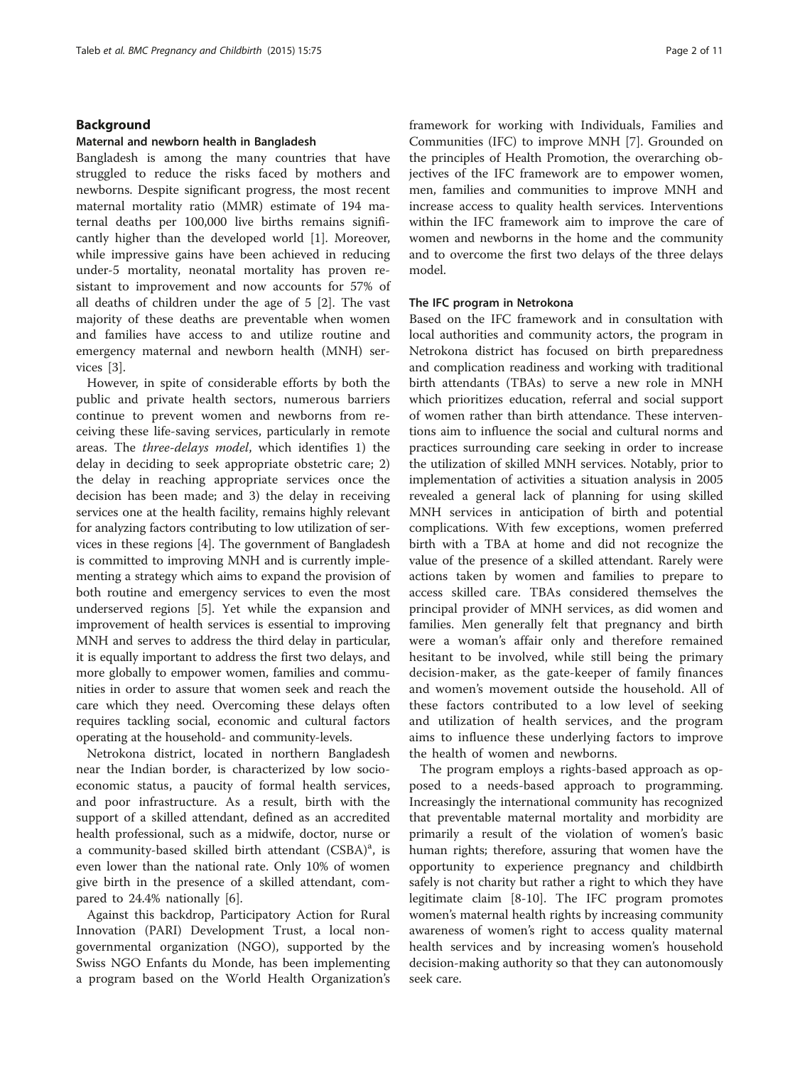## Background

### Maternal and newborn health in Bangladesh

Bangladesh is among the many countries that have struggled to reduce the risks faced by mothers and newborns. Despite significant progress, the most recent maternal mortality ratio (MMR) estimate of 194 maternal deaths per 100,000 live births remains significantly higher than the developed world [1]. Moreover, while impressive gains have been achieved in reducing under-5 mortality, neonatal mortality has proven resistant to improvement and now accounts for 57% of all deaths of children under the age of 5 [2]. The vast majority of these deaths are preventable when women and families have access to and utilize routine and emergency maternal and newborn health (MNH) services [3].

However, in spite of considerable efforts by both the public and private health sectors, numerous barriers continue to prevent women and newborns from receiving these life-saving services, particularly in remote areas. The *three-delays model*, which identifies 1) the delay in deciding to seek appropriate obstetric care; 2) the delay in reaching appropriate services once the decision has been made; and 3) the delay in receiving services one at the health facility, remains highly relevant for analyzing factors contributing to low utilization of services in these regions [4]. The government of Bangladesh is committed to improving MNH and is currently implementing a strategy which aims to expand the provision of both routine and emergency services to even the most underserved regions [5]. Yet while the expansion and improvement of health services is essential to improving MNH and serves to address the third delay in particular, it is equally important to address the first two delays, and more globally to empower women, families and communities in order to assure that women seek and reach the care which they need. Overcoming these delays often requires tackling social, economic and cultural factors operating at the household- and community-levels.

Netrokona district, located in northern Bangladesh near the Indian border, is characterized by low socio-economic status, a paucity of formal health services, and poor infrastructure. As a result, birth with the support of a skilled attendant, defined as an accredited health professional, such as a midwife, doctor, nurse or a community-based skilled birth attendant (CSBA)[a], is even lower than the national rate. Only 10% of women give birth in the presence of a skilled attendant, compared to 24.4% nationally [6].

Against this backdrop, Participatory Action for Rural Innovation (PARI) Development Trust, a local non-governmental organization (NGO), supported by the Swiss NGO Enfants du Monde, has been implementing a program based on the World Health Organization's framework for working with Individuals, Families and Communities (IFC) to improve MNH [7]. Grounded on the principles of Health Promotion, the overarching objectives of the IFC framework are to empower women, men, families and communities to improve MNH and increase access to quality health services. Interventions within the IFC framework aim to improve the care of women and newborns in the home and the community and to overcome the first two delays of the three delays model.

### The IFC program in Netrokona

Based on the IFC framework and in consultation with local authorities and community actors, the program in Netrokona district has focused on birth preparedness and complication readiness and working with traditional birth attendants (TBAs) to serve a new role in MNH which prioritizes education, referral and social support of women rather than birth attendance. These interventions aim to influence the social and cultural norms and practices surrounding care seeking in order to increase the utilization of skilled MNH services. Notably, prior to implementation of activities a situation analysis in 2005 revealed a general lack of planning for using skilled MNH services in anticipation of birth and potential complications. With few exceptions, women preferred birth with a TBA at home and did not recognize the value of the presence of a skilled attendant. Rarely were actions taken by women and families to prepare to access skilled care. TBAs considered themselves the principal provider of MNH services, as did women and families. Men generally felt that pregnancy and birth were a woman's affair only and therefore remained hesitant to be involved, while still being the primary decision-maker, as the gate-keeper of family finances and women's movement outside the household. All of these factors contributed to a low level of seeking and utilization of health services, and the program aims to influence these underlying factors to improve the health of women and newborns.

The program employs a rights-based approach as opposed to a needs-based approach to programming. Increasingly the international community has recognized that preventable maternal mortality and morbidity are primarily a result of the violation of women's basic human rights; therefore, assuring that women have the opportunity to experience pregnancy and childbirth safely is not charity but rather a right to which they have legitimate claim [8-10]. The IFC program promotes women's maternal health rights by increasing community awareness of women's right to access quality maternal health services and by increasing women's household decision-making authority so that they can autonomously seek care.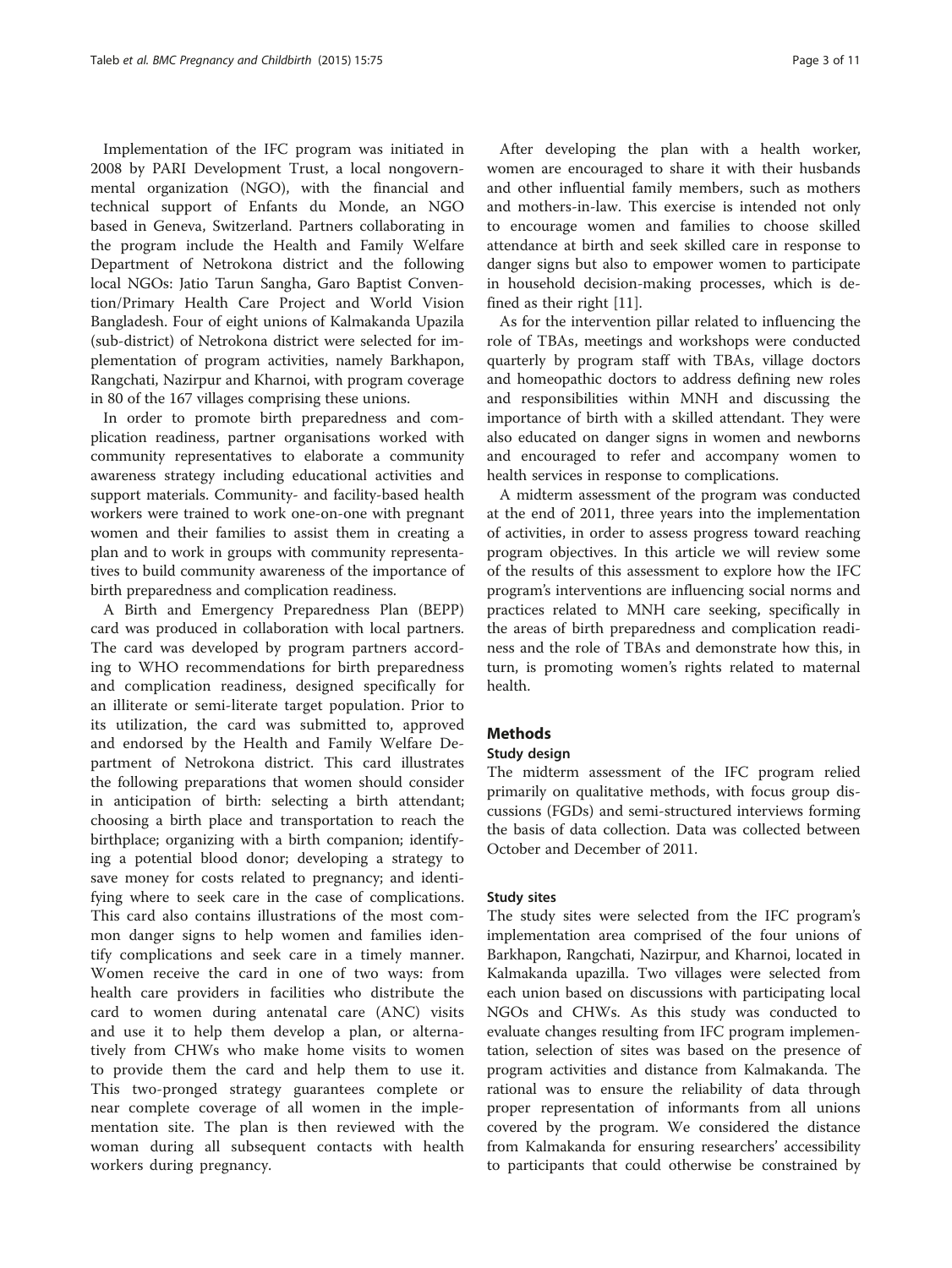Implementation of the IFC program was initiated in 2008 by PARI Development Trust, a local nongovernmental organization (NGO), with the financial and technical support of Enfants du Monde, an NGO based in Geneva, Switzerland. Partners collaborating in the program include the Health and Family Welfare Department of Netrokona district and the following local NGOs: Jatio Tarun Sangha, Garo Baptist Convention/Primary Health Care Project and World Vision Bangladesh. Four of eight unions of Kalmakanda Upazila (sub-district) of Netrokona district were selected for implementation of program activities, namely Barkhapon, Rangchati, Nazirpur and Kharnoi, with program coverage in 80 of the 167 villages comprising these unions.

In order to promote birth preparedness and complication readiness, partner organisations worked with community representatives to elaborate a community awareness strategy including educational activities and support materials. Community- and facility-based health workers were trained to work one-on-one with pregnant women and their families to assist them in creating a plan and to work in groups with community representatives to build community awareness of the importance of birth preparedness and complication readiness.

A Birth and Emergency Preparedness Plan (BEPP) card was produced in collaboration with local partners. The card was developed by program partners according to WHO recommendations for birth preparedness and complication readiness, designed specifically for an illiterate or semi-literate target population. Prior to its utilization, the card was submitted to, approved and endorsed by the Health and Family Welfare Department of Netrokona district. This card illustrates the following preparations that women should consider in anticipation of birth: selecting a birth attendant; choosing a birth place and transportation to reach the birthplace; organizing with a birth companion; identifying a potential blood donor; developing a strategy to save money for costs related to pregnancy; and identifying where to seek care in the case of complications. This card also contains illustrations of the most common danger signs to help women and families identify complications and seek care in a timely manner. Women receive the card in one of two ways: from health care providers in facilities who distribute the card to women during antenatal care (ANC) visits and use it to help them develop a plan, or alternatively from CHWs who make home visits to women to provide them the card and help them to use it. This two-pronged strategy guarantees complete or near complete coverage of all women in the implementation site. The plan is then reviewed with the woman during all subsequent contacts with health workers during pregnancy.

After developing the plan with a health worker, women are encouraged to share it with their husbands and other influential family members, such as mothers and mothers-in-law. This exercise is intended not only to encourage women and families to choose skilled attendance at birth and seek skilled care in response to danger signs but also to empower women to participate in household decision-making processes, which is defined as their right [11].

As for the intervention pillar related to influencing the role of TBAs, meetings and workshops were conducted quarterly by program staff with TBAs, village doctors and homeopathic doctors to address defining new roles and responsibilities within MNH and discussing the importance of birth with a skilled attendant. They were also educated on danger signs in women and newborns and encouraged to refer and accompany women to health services in response to complications.

A midterm assessment of the program was conducted at the end of 2011, three years into the implementation of activities, in order to assess progress toward reaching program objectives. In this article we will review some of the results of this assessment to explore how the IFC program's interventions are influencing social norms and practices related to MNH care seeking, specifically in the areas of birth preparedness and complication readiness and the role of TBAs and demonstrate how this, in turn, is promoting women's rights related to maternal health.

## Methods

### Study design

The midterm assessment of the IFC program relied primarily on qualitative methods, with focus group discussions (FGDs) and semi-structured interviews forming the basis of data collection. Data was collected between October and December of 2011.

### Study sites

The study sites were selected from the IFC program's implementation area comprised of the four unions of Barkhapon, Rangchati, Nazirpur, and Kharnoi, located in Kalmakanda upazilla. Two villages were selected from each union based on discussions with participating local NGOs and CHWs. As this study was conducted to evaluate changes resulting from IFC program implementation, selection of sites was based on the presence of program activities and distance from Kalmakanda. The rational was to ensure the reliability of data through proper representation of informants from all unions covered by the program. We considered the distance from Kalmakanda for ensuring researchers' accessibility to participants that could otherwise be constrained by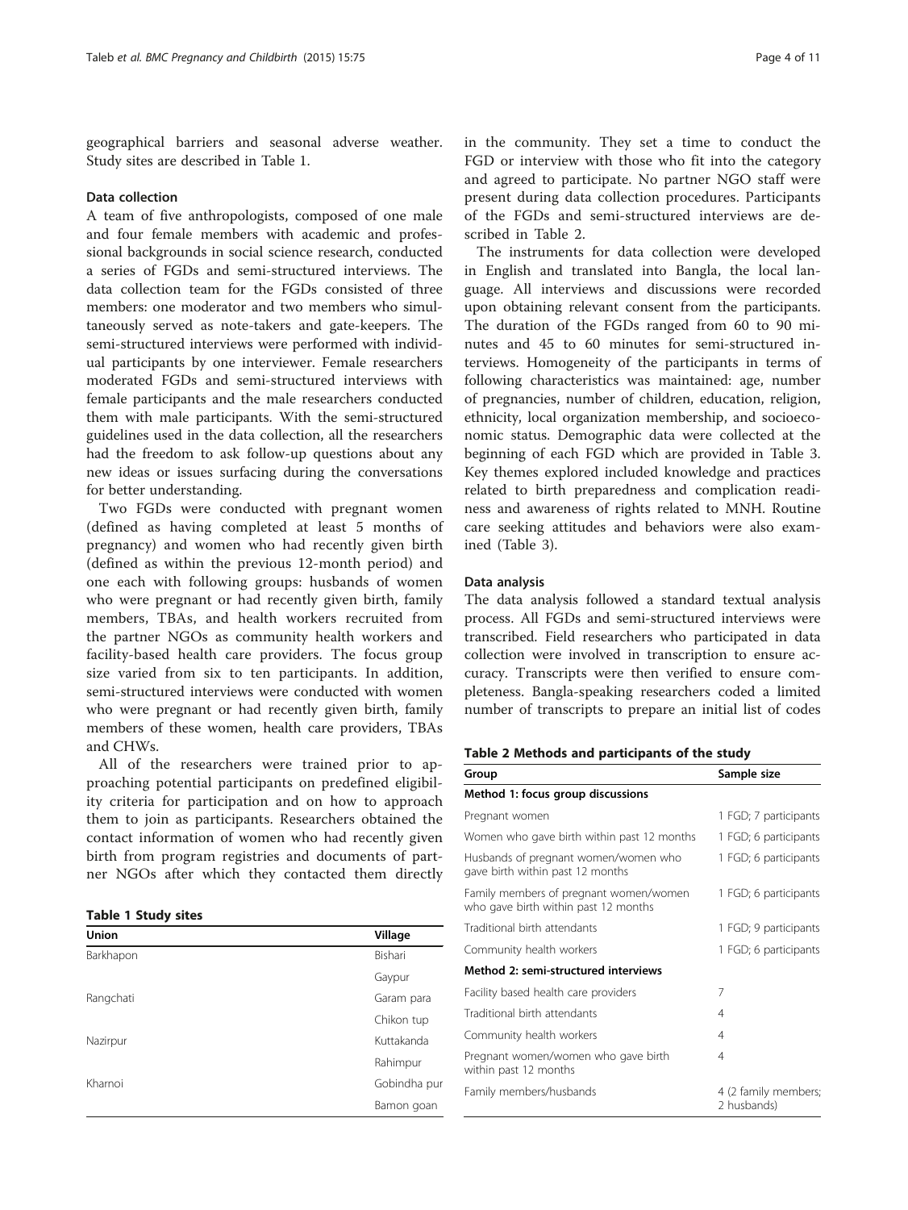geographical barriers and seasonal adverse weather. Study sites are described in Table 1.

### Data collection

A team of five anthropologists, composed of one male and four female members with academic and professional backgrounds in social science research, conducted a series of FGDs and semi-structured interviews. The data collection team for the FGDs consisted of three members: one moderator and two members who simultaneously served as note-takers and gate-keepers. The semi-structured interviews were performed with individual participants by one interviewer. Female researchers moderated FGDs and semi-structured interviews with female participants and the male researchers conducted them with male participants. With the semi-structured guidelines used in the data collection, all the researchers had the freedom to ask follow-up questions about any new ideas or issues surfacing during the conversations for better understanding.

Two FGDs were conducted with pregnant women (defined as having completed at least 5 months of pregnancy) and women who had recently given birth (defined as within the previous 12-month period) and one each with following groups: husbands of women who were pregnant or had recently given birth, family members, TBAs, and health workers recruited from the partner NGOs as community health workers and facility-based health care providers. The focus group size varied from six to ten participants. In addition, semi-structured interviews were conducted with women who were pregnant or had recently given birth, family members of these women, health care providers, TBAs and CHWs.

All of the researchers were trained prior to approaching potential participants on predefined eligibility criteria for participation and on how to approach them to join as participants. Researchers obtained the contact information of women who had recently given birth from program registries and documents of partner NGOs after which they contacted them directly in the community. They set a time to conduct the FGD or interview with those who fit into the category and agreed to participate. No partner NGO staff were present during data collection procedures. Participants of the FGDs and semi-structured interviews are described in Table 2.

**Table 1 Study sites**

| Union | Village |
|---|---|
| Barkhapon | Bishari |
| | Gaypur |
| Rangchati | Garam para |
| | Chikon tup |
| Nazirpur | Kuttakanda |
| | Rahimpur |
| Kharnoi | Gobindha pur |
| | Bamon goan |

The instruments for data collection were developed in English and translated into Bangla, the local language. All interviews and discussions were recorded upon obtaining relevant consent from the participants. The duration of the FGDs ranged from 60 to 90 minutes and 45 to 60 minutes for semi-structured interviews. Homogeneity of the participants in terms of following characteristics was maintained: age, number of pregnancies, number of children, education, religion, ethnicity, local organization membership, and socioeconomic status. Demographic data were collected at the beginning of each FGD which are provided in Table 3. Key themes explored included knowledge and practices related to birth preparedness and complication readiness and awareness of rights related to MNH. Routine care seeking attitudes and behaviors were also examined (Table 3).

### Data analysis

The data analysis followed a standard textual analysis process. All FGDs and semi-structured interviews were transcribed. Field researchers who participated in data collection were involved in transcription to ensure accuracy. Transcripts were then verified to ensure completeness. Bangla-speaking researchers coded a limited number of transcripts to prepare an initial list of codes

**Table 2 Methods and participants of the study**

| Group | Sample size |
|---|---|
| **Method 1: focus group discussions** | |
| Pregnant women | 1 FGD; 7 participants |
| Women who gave birth within past 12 months | 1 FGD; 6 participants |
| Husbands of pregnant women/women who gave birth within past 12 months | 1 FGD; 6 participants |
| Family members of pregnant women/women who gave birth within past 12 months | 1 FGD; 6 participants |
| Traditional birth attendants | 1 FGD; 9 participants |
| Community health workers | 1 FGD; 6 participants |
| **Method 2: semi-structured interviews** | |
| Facility based health care providers | 7 |
| Traditional birth attendants | 4 |
| Community health workers | 4 |
| Pregnant women/women who gave birth within past 12 months | 4 |
| Family members/husbands | 4 (2 family members; 2 husbands) |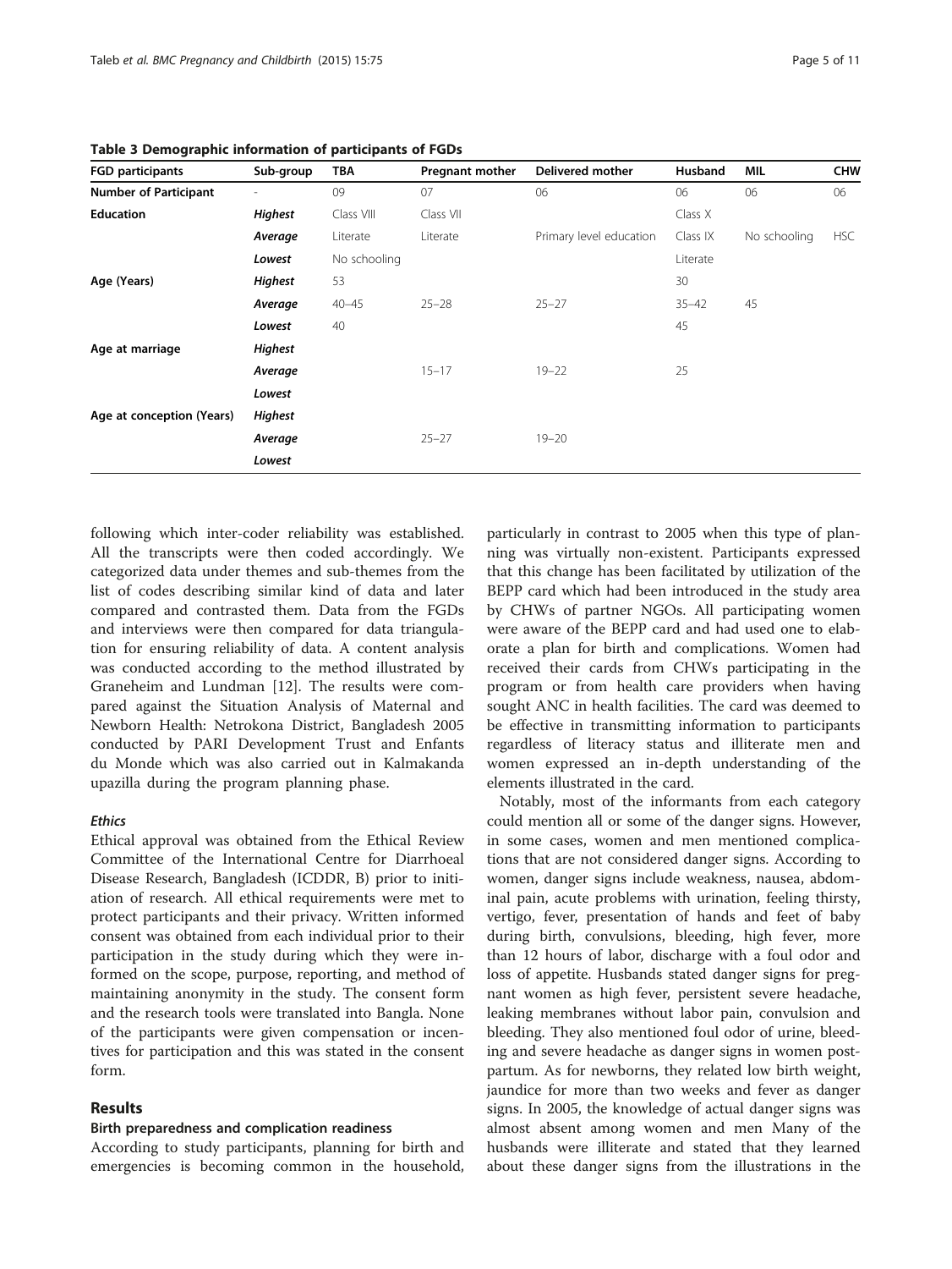**Table 3 Demographic information of participants of FGDs**

| FGD participants | Sub-group | TBA | Pregnant mother | Delivered mother | Husband | MIL | CHW |
|---|---|---|---|---|---|---|---|
| **Number of Participant** | - | 09 | 07 | 06 | 06 | 06 | 06 |
| **Education** | ***Highest*** | Class VIII | Class VII | | Class X | | |
| | ***Average*** | Literate | Literate | Primary level education | Class IX | No schooling | HSC |
| | ***Lowest*** | No schooling | | | Literate | | |
| **Age (Years)** | ***Highest*** | 53 | | | 30 | | |
| | ***Average*** | 40–45 | 25–28 | 25–27 | 35–42 | 45 | |
| | ***Lowest*** | 40 | | | 45 | | |
| **Age at marriage** | ***Highest*** | | | | | | |
| | ***Average*** | | 15–17 | 19–22 | 25 | | |
| | ***Lowest*** | | | | | | |
| **Age at conception (Years)** | ***Highest*** | | | | | | |
| | ***Average*** | | 25–27 | 19–20 | | | |
| | ***Lowest*** | | | | | | |

following which inter-coder reliability was established. All the transcripts were then coded accordingly. We categorized data under themes and sub-themes from the list of codes describing similar kind of data and later compared and contrasted them. Data from the FGDs and interviews were then compared for data triangulation for ensuring reliability of data. A content analysis was conducted according to the method illustrated by Graneheim and Lundman [12]. The results were compared against the Situation Analysis of Maternal and Newborn Health: Netrokona District, Bangladesh 2005 conducted by PARI Development Trust and Enfants du Monde which was also carried out in Kalmakanda upazilla during the program planning phase.

#### Ethics

Ethical approval was obtained from the Ethical Review Committee of the International Centre for Diarrhoeal Disease Research, Bangladesh (ICDDR, B) prior to initiation of research. All ethical requirements were met to protect participants and their privacy. Written informed consent was obtained from each individual prior to their participation in the study during which they were informed on the scope, purpose, reporting, and method of maintaining anonymity in the study. The consent form and the research tools were translated into Bangla. None of the participants were given compensation or incentives for participation and this was stated in the consent form.

## Results

### Birth preparedness and complication readiness

According to study participants, planning for birth and emergencies is becoming common in the household, particularly in contrast to 2005 when this type of planning was virtually non-existent. Participants expressed that this change has been facilitated by utilization of the BEPP card which had been introduced in the study area by CHWs of partner NGOs. All participating women were aware of the BEPP card and had used one to elaborate a plan for birth and complications. Women had received their cards from CHWs participating in the program or from health care providers when having sought ANC in health facilities. The card was deemed to be effective in transmitting information to participants regardless of literacy status and illiterate men and women expressed an in-depth understanding of the elements illustrated in the card.

Notably, most of the informants from each category could mention all or some of the danger signs. However, in some cases, women and men mentioned complications that are not considered danger signs. According to women, danger signs include weakness, nausea, abdominal pain, acute problems with urination, feeling thirsty, vertigo, fever, presentation of hands and feet of baby during birth, convulsions, bleeding, high fever, more than 12 hours of labor, discharge with a foul odor and loss of appetite. Husbands stated danger signs for pregnant women as high fever, persistent severe headache, leaking membranes without labor pain, convulsion and bleeding. They also mentioned foul odor of urine, bleeding and severe headache as danger signs in women postpartum. As for newborns, they related low birth weight, jaundice for more than two weeks and fever as danger signs. In 2005, the knowledge of actual danger signs was almost absent among women and men Many of the husbands were illiterate and stated that they learned about these danger signs from the illustrations in the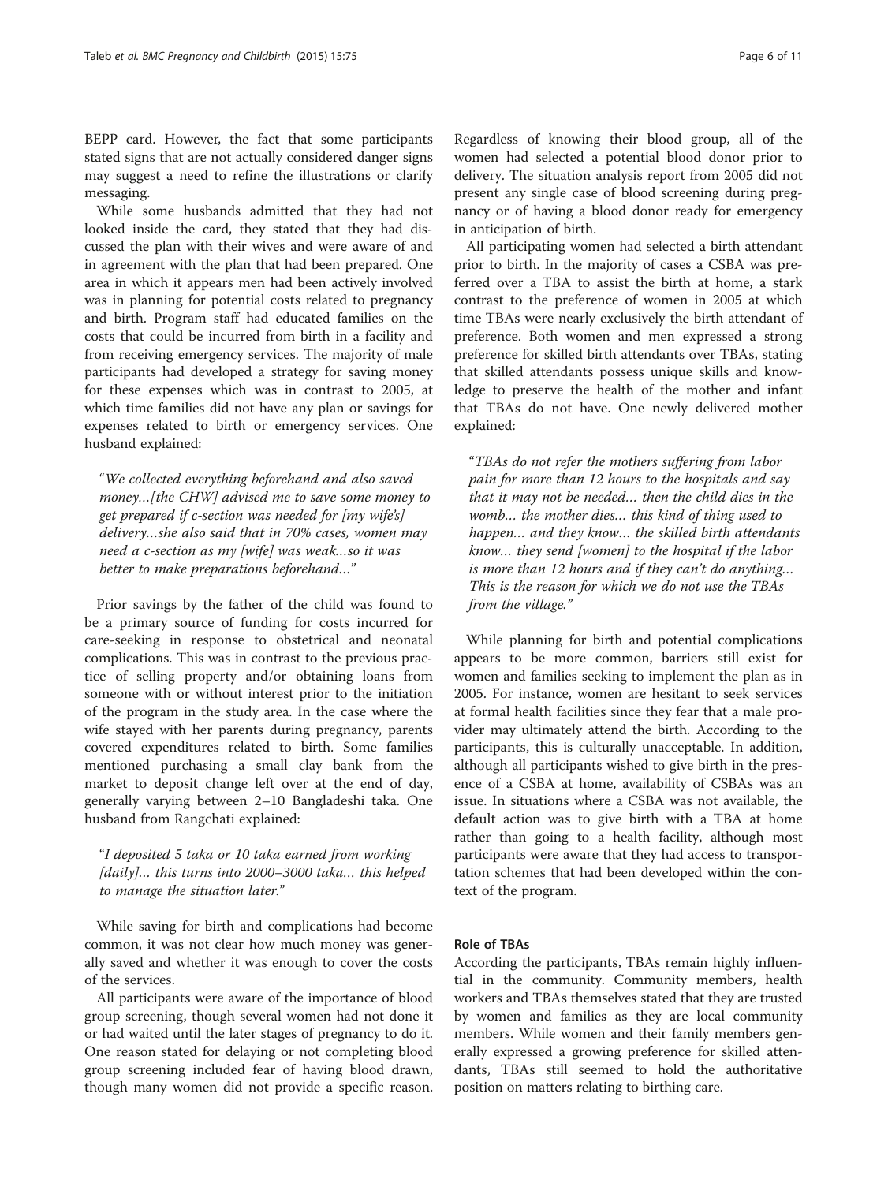BEPP card. However, the fact that some participants stated signs that are not actually considered danger signs may suggest a need to refine the illustrations or clarify messaging.

While some husbands admitted that they had not looked inside the card, they stated that they had discussed the plan with their wives and were aware of and in agreement with the plan that had been prepared. One area in which it appears men had been actively involved was in planning for potential costs related to pregnancy and birth. Program staff had educated families on the costs that could be incurred from birth in a facility and from receiving emergency services. The majority of male participants had developed a strategy for saving money for these expenses which was in contrast to 2005, at which time families did not have any plan or savings for expenses related to birth or emergency services. One husband explained:

> "*We collected everything beforehand and also saved money…[the CHW] advised me to save some money to get prepared if c-section was needed for [my wife's] delivery…she also said that in 70% cases, women may need a c-section as my [wife] was weak…so it was better to make preparations beforehand…*"

Prior savings by the father of the child was found to be a primary source of funding for costs incurred for care-seeking in response to obstetrical and neonatal complications. This was in contrast to the previous practice of selling property and/or obtaining loans from someone with or without interest prior to the initiation of the program in the study area. In the case where the wife stayed with her parents during pregnancy, parents covered expenditures related to birth. Some families mentioned purchasing a small clay bank from the market to deposit change left over at the end of day, generally varying between 2–10 Bangladeshi taka. One husband from Rangchati explained:

> "*I deposited 5 taka or 10 taka earned from working [daily]… this turns into 2000–3000 taka… this helped to manage the situation later.*"

While saving for birth and complications had become common, it was not clear how much money was generally saved and whether it was enough to cover the costs of the services.

All participants were aware of the importance of blood group screening, though several women had not done it or had waited until the later stages of pregnancy to do it. One reason stated for delaying or not completing blood group screening included fear of having blood drawn, though many women did not provide a specific reason. Regardless of knowing their blood group, all of the women had selected a potential blood donor prior to delivery. The situation analysis report from 2005 did not present any single case of blood screening during pregnancy or of having a blood donor ready for emergency in anticipation of birth.

All participating women had selected a birth attendant prior to birth. In the majority of cases a CSBA was preferred over a TBA to assist the birth at home, a stark contrast to the preference of women in 2005 at which time TBAs were nearly exclusively the birth attendant of preference. Both women and men expressed a strong preference for skilled birth attendants over TBAs, stating that skilled attendants possess unique skills and knowledge to preserve the health of the mother and infant that TBAs do not have. One newly delivered mother explained:

> "*TBAs do not refer the mothers suffering from labor pain for more than 12 hours to the hospitals and say that it may not be needed… then the child dies in the womb… the mother dies… this kind of thing used to happen… and they know… the skilled birth attendants know… they send [women] to the hospital if the labor is more than 12 hours and if they can't do anything… This is the reason for which we do not use the TBAs from the village.*"

While planning for birth and potential complications appears to be more common, barriers still exist for women and families seeking to implement the plan as in 2005. For instance, women are hesitant to seek services at formal health facilities since they fear that a male provider may ultimately attend the birth. According to the participants, this is culturally unacceptable. In addition, although all participants wished to give birth in the presence of a CSBA at home, availability of CSBAs was an issue. In situations where a CSBA was not available, the default action was to give birth with a TBA at home rather than going to a health facility, although most participants were aware that they had access to transportation schemes that had been developed within the context of the program.

#### Role of TBAs

According the participants, TBAs remain highly influential in the community. Community members, health workers and TBAs themselves stated that they are trusted by women and families as they are local community members. While women and their family members generally expressed a growing preference for skilled attendants, TBAs still seemed to hold the authoritative position on matters relating to birthing care.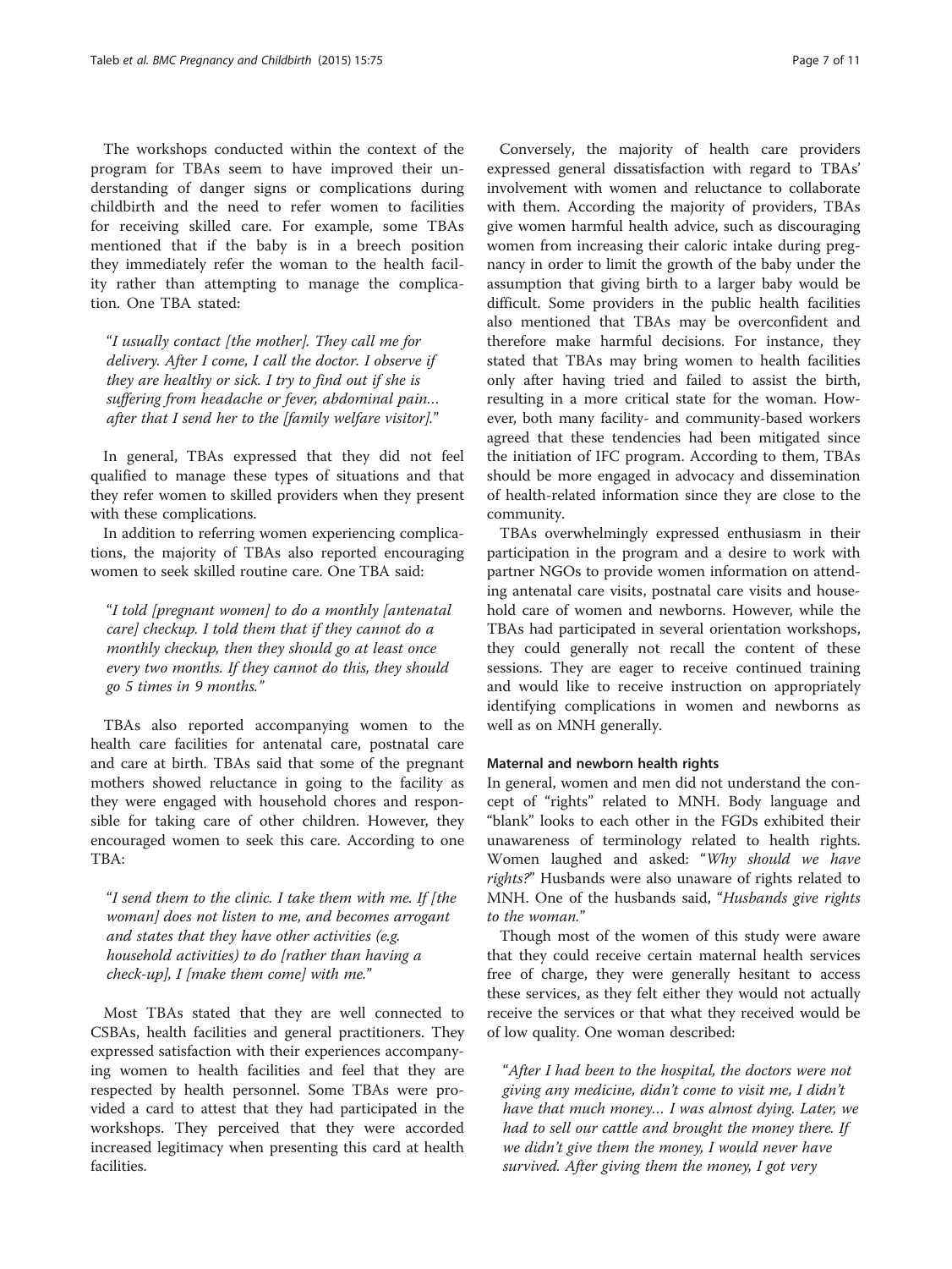The workshops conducted within the context of the program for TBAs seem to have improved their understanding of danger signs or complications during childbirth and the need to refer women to facilities for receiving skilled care. For example, some TBAs mentioned that if the baby is in a breech position they immediately refer the woman to the health facility rather than attempting to manage the complication. One TBA stated:

> *"I usually contact [the mother]. They call me for delivery. After I come, I call the doctor. I observe if they are healthy or sick. I try to find out if she is suffering from headache or fever, abdominal pain… after that I send her to the [family welfare visitor]."*

In general, TBAs expressed that they did not feel qualified to manage these types of situations and that they refer women to skilled providers when they present with these complications.

In addition to referring women experiencing complications, the majority of TBAs also reported encouraging women to seek skilled routine care. One TBA said:

> *"I told [pregnant women] to do a monthly [antenatal care] checkup. I told them that if they cannot do a monthly checkup, then they should go at least once every two months. If they cannot do this, they should go 5 times in 9 months."*

TBAs also reported accompanying women to the health care facilities for antenatal care, postnatal care and care at birth. TBAs said that some of the pregnant mothers showed reluctance in going to the facility as they were engaged with household chores and responsible for taking care of other children. However, they encouraged women to seek this care. According to one TBA:

> *"I send them to the clinic. I take them with me. If [the woman] does not listen to me, and becomes arrogant and states that they have other activities (e.g. household activities) to do [rather than having a check-up], I [make them come] with me."*

Most TBAs stated that they are well connected to CSBAs, health facilities and general practitioners. They expressed satisfaction with their experiences accompanying women to health facilities and feel that they are respected by health personnel. Some TBAs were provided a card to attest that they had participated in the workshops. They perceived that they were accorded increased legitimacy when presenting this card at health facilities.

Conversely, the majority of health care providers expressed general dissatisfaction with regard to TBAs' involvement with women and reluctance to collaborate with them. According the majority of providers, TBAs give women harmful health advice, such as discouraging women from increasing their caloric intake during pregnancy in order to limit the growth of the baby under the assumption that giving birth to a larger baby would be difficult. Some providers in the public health facilities also mentioned that TBAs may be overconfident and therefore make harmful decisions. For instance, they stated that TBAs may bring women to health facilities only after having tried and failed to assist the birth, resulting in a more critical state for the woman. However, both many facility- and community-based workers agreed that these tendencies had been mitigated since the initiation of IFC program. According to them, TBAs should be more engaged in advocacy and dissemination of health-related information since they are close to the community.

TBAs overwhelmingly expressed enthusiasm in their participation in the program and a desire to work with partner NGOs to provide women information on attending antenatal care visits, postnatal care visits and household care of women and newborns. However, while the TBAs had participated in several orientation workshops, they could generally not recall the content of these sessions. They are eager to receive continued training and would like to receive instruction on appropriately identifying complications in women and newborns as well as on MNH generally.

#### Maternal and newborn health rights

In general, women and men did not understand the concept of "rights" related to MNH. Body language and "blank" looks to each other in the FGDs exhibited their unawareness of terminology related to health rights. Women laughed and asked: "*Why should we have rights?*" Husbands were also unaware of rights related to MNH. One of the husbands said, "*Husbands give rights to the woman.*"

Though most of the women of this study were aware that they could receive certain maternal health services free of charge, they were generally hesitant to access these services, as they felt either they would not actually receive the services or that what they received would be of low quality. One woman described:

> *"After I had been to the hospital, the doctors were not giving any medicine, didn't come to visit me, I didn't have that much money… I was almost dying. Later, we had to sell our cattle and brought the money there. If we didn't give them the money, I would never have survived. After giving them the money, I got very*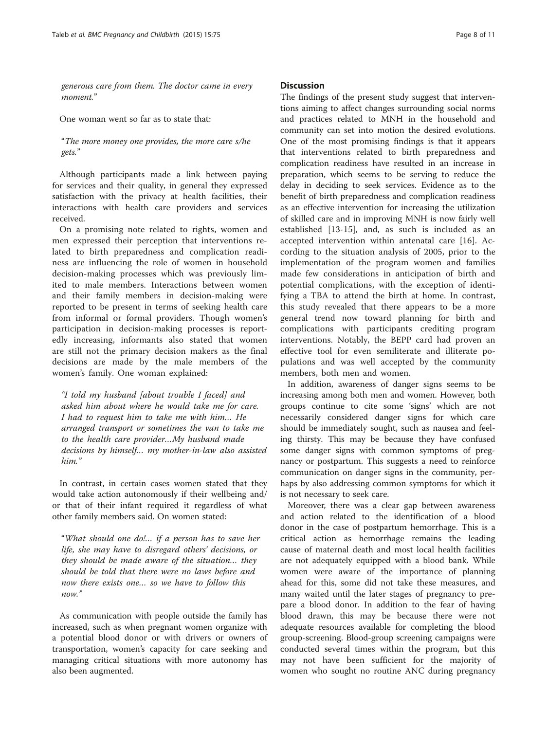*generous care from them. The doctor came in every moment.*"

One woman went so far as to state that:

"*The more money one provides, the more care s/he gets.*"

Although participants made a link between paying for services and their quality, in general they expressed satisfaction with the privacy at health facilities, their interactions with health care providers and services received.

On a promising note related to rights, women and men expressed their perception that interventions related to birth preparedness and complication readiness are influencing the role of women in household decision-making processes which was previously limited to male members. Interactions between women and their family members in decision-making were reported to be present in terms of seeking health care from informal or formal providers. Though women's participation in decision-making processes is reportedly increasing, informants also stated that women are still not the primary decision makers as the final decisions are made by the male members of the women's family. One woman explained:

*"I told my husband [about trouble I faced] and asked him about where he would take me for care. I had to request him to take me with him… He arranged transport or sometimes the van to take me to the health care provider…My husband made decisions by himself… my mother-in-law also assisted him."*

In contrast, in certain cases women stated that they would take action autonomously if their wellbeing and/or that of their infant required it regardless of what other family members said. On women stated:

"*What should one do!… if a person has to save her life, she may have to disregard others' decisions, or they should be made aware of the situation… they should be told that there were no laws before and now there exists one… so we have to follow this now.*"

As communication with people outside the family has increased, such as when pregnant women organize with a potential blood donor or with drivers or owners of transportation, women's capacity for care seeking and managing critical situations with more autonomy has also been augmented.

## Discussion

The findings of the present study suggest that interventions aiming to affect changes surrounding social norms and practices related to MNH in the household and community can set into motion the desired evolutions. One of the most promising findings is that it appears that interventions related to birth preparedness and complication readiness have resulted in an increase in preparation, which seems to be serving to reduce the delay in deciding to seek services. Evidence as to the benefit of birth preparedness and complication readiness as an effective intervention for increasing the utilization of skilled care and in improving MNH is now fairly well established [13-15], and, as such is included as an accepted intervention within antenatal care [16]. According to the situation analysis of 2005, prior to the implementation of the program women and families made few considerations in anticipation of birth and potential complications, with the exception of identifying a TBA to attend the birth at home. In contrast, this study revealed that there appears to be a more general trend now toward planning for birth and complications with participants crediting program interventions. Notably, the BEPP card had proven an effective tool for even semiliterate and illiterate populations and was well accepted by the community members, both men and women.

In addition, awareness of danger signs seems to be increasing among both men and women. However, both groups continue to cite some 'signs' which are not necessarily considered danger signs for which care should be immediately sought, such as nausea and feeling thirsty. This may be because they have confused some danger signs with common symptoms of pregnancy or postpartum. This suggests a need to reinforce communication on danger signs in the community, perhaps by also addressing common symptoms for which it is not necessary to seek care.

Moreover, there was a clear gap between awareness and action related to the identification of a blood donor in the case of postpartum hemorrhage. This is a critical action as hemorrhage remains the leading cause of maternal death and most local health facilities are not adequately equipped with a blood bank. While women were aware of the importance of planning ahead for this, some did not take these measures, and many waited until the later stages of pregnancy to prepare a blood donor. In addition to the fear of having blood drawn, this may be because there were not adequate resources available for completing the blood group-screening. Blood-group screening campaigns were conducted several times within the program, but this may not have been sufficient for the majority of women who sought no routine ANC during pregnancy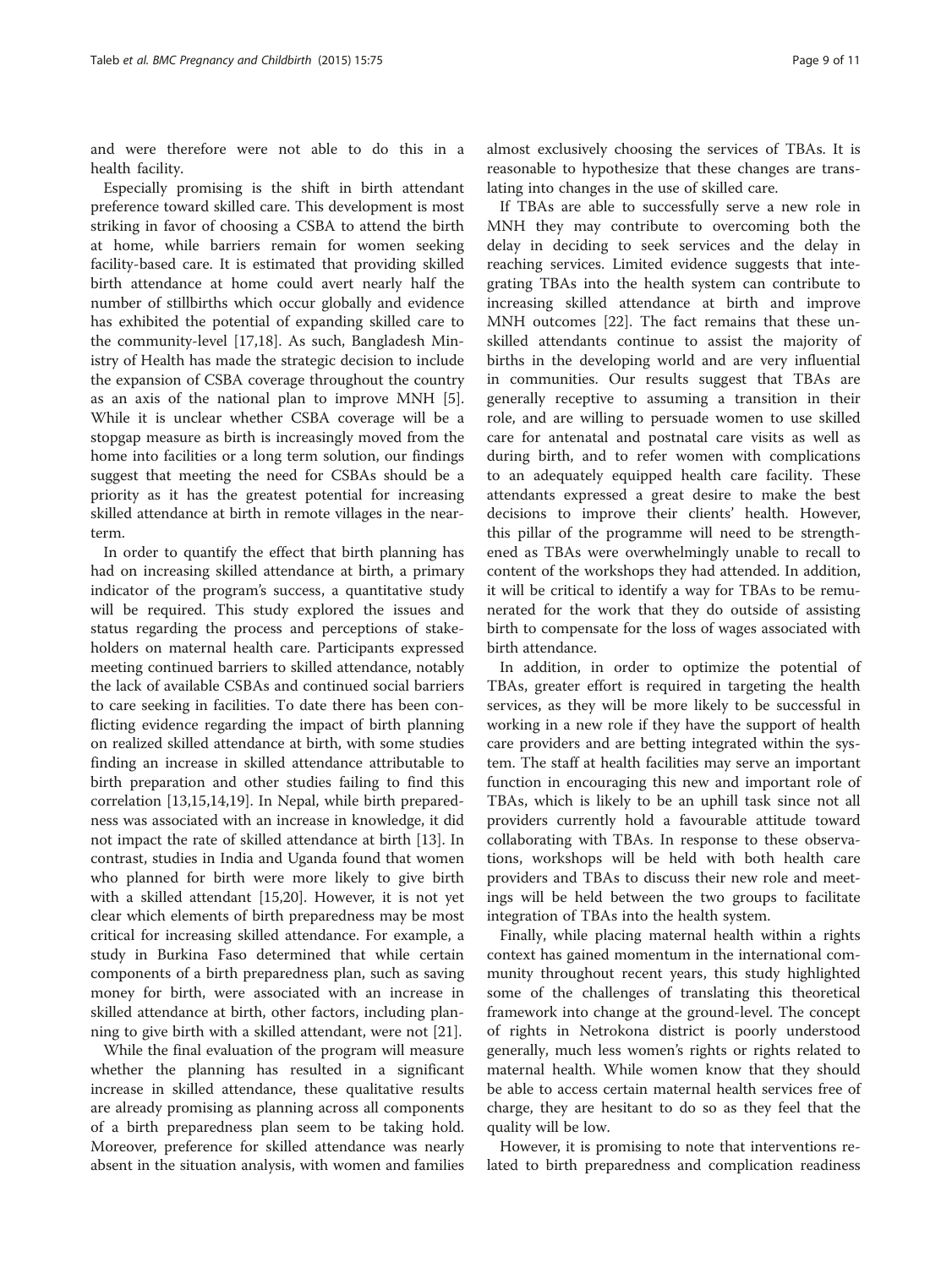and were therefore were not able to do this in a health facility.

Especially promising is the shift in birth attendant preference toward skilled care. This development is most striking in favor of choosing a CSBA to attend the birth at home, while barriers remain for women seeking facility-based care. It is estimated that providing skilled birth attendance at home could avert nearly half the number of stillbirths which occur globally and evidence has exhibited the potential of expanding skilled care to the community-level [17,18]. As such, Bangladesh Ministry of Health has made the strategic decision to include the expansion of CSBA coverage throughout the country as an axis of the national plan to improve MNH [5]. While it is unclear whether CSBA coverage will be a stopgap measure as birth is increasingly moved from the home into facilities or a long term solution, our findings suggest that meeting the need for CSBAs should be a priority as it has the greatest potential for increasing skilled attendance at birth in remote villages in the near-term.

In order to quantify the effect that birth planning has had on increasing skilled attendance at birth, a primary indicator of the program's success, a quantitative study will be required. This study explored the issues and status regarding the process and perceptions of stakeholders on maternal health care. Participants expressed meeting continued barriers to skilled attendance, notably the lack of available CSBAs and continued social barriers to care seeking in facilities. To date there has been conflicting evidence regarding the impact of birth planning on realized skilled attendance at birth, with some studies finding an increase in skilled attendance attributable to birth preparation and other studies failing to find this correlation [13,15,14,19]. In Nepal, while birth preparedness was associated with an increase in knowledge, it did not impact the rate of skilled attendance at birth [13]. In contrast, studies in India and Uganda found that women who planned for birth were more likely to give birth with a skilled attendant [15,20]. However, it is not yet clear which elements of birth preparedness may be most critical for increasing skilled attendance. For example, a study in Burkina Faso determined that while certain components of a birth preparedness plan, such as saving money for birth, were associated with an increase in skilled attendance at birth, other factors, including planning to give birth with a skilled attendant, were not [21].

While the final evaluation of the program will measure whether the planning has resulted in a significant increase in skilled attendance, these qualitative results are already promising as planning across all components of a birth preparedness plan seem to be taking hold. Moreover, preference for skilled attendance was nearly absent in the situation analysis, with women and families almost exclusively choosing the services of TBAs. It is reasonable to hypothesize that these changes are translating into changes in the use of skilled care.

If TBAs are able to successfully serve a new role in MNH they may contribute to overcoming both the delay in deciding to seek services and the delay in reaching services. Limited evidence suggests that integrating TBAs into the health system can contribute to increasing skilled attendance at birth and improve MNH outcomes [22]. The fact remains that these unskilled attendants continue to assist the majority of births in the developing world and are very influential in communities. Our results suggest that TBAs are generally receptive to assuming a transition in their role, and are willing to persuade women to use skilled care for antenatal and postnatal care visits as well as during birth, and to refer women with complications to an adequately equipped health care facility. These attendants expressed a great desire to make the best decisions to improve their clients' health. However, this pillar of the programme will need to be strengthened as TBAs were overwhelmingly unable to recall to content of the workshops they had attended. In addition, it will be critical to identify a way for TBAs to be remunerated for the work that they do outside of assisting birth to compensate for the loss of wages associated with birth attendance.

In addition, in order to optimize the potential of TBAs, greater effort is required in targeting the health services, as they will be more likely to be successful in working in a new role if they have the support of health care providers and are betting integrated within the system. The staff at health facilities may serve an important function in encouraging this new and important role of TBAs, which is likely to be an uphill task since not all providers currently hold a favourable attitude toward collaborating with TBAs. In response to these observations, workshops will be held with both health care providers and TBAs to discuss their new role and meetings will be held between the two groups to facilitate integration of TBAs into the health system.

Finally, while placing maternal health within a rights context has gained momentum in the international community throughout recent years, this study highlighted some of the challenges of translating this theoretical framework into change at the ground-level. The concept of rights in Netrokona district is poorly understood generally, much less women's rights or rights related to maternal health. While women know that they should be able to access certain maternal health services free of charge, they are hesitant to do so as they feel that the quality will be low.

However, it is promising to note that interventions related to birth preparedness and complication readiness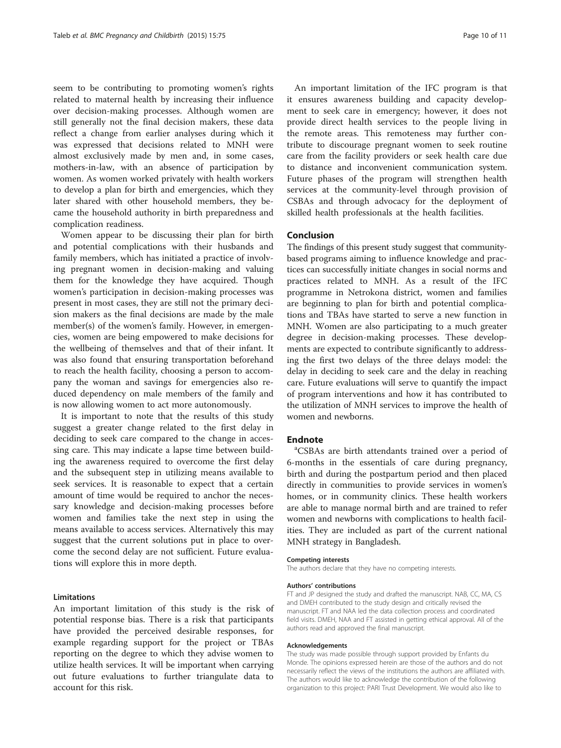seem to be contributing to promoting women's rights related to maternal health by increasing their influence over decision-making processes. Although women are still generally not the final decision makers, these data reflect a change from earlier analyses during which it was expressed that decisions related to MNH were almost exclusively made by men and, in some cases, mothers-in-law, with an absence of participation by women. As women worked privately with health workers to develop a plan for birth and emergencies, which they later shared with other household members, they became the household authority in birth preparedness and complication readiness.

Women appear to be discussing their plan for birth and potential complications with their husbands and family members, which has initiated a practice of involving pregnant women in decision-making and valuing them for the knowledge they have acquired. Though women's participation in decision-making processes was present in most cases, they are still not the primary decision makers as the final decisions are made by the male member(s) of the women's family. However, in emergencies, women are being empowered to make decisions for the wellbeing of themselves and that of their infant. It was also found that ensuring transportation beforehand to reach the health facility, choosing a person to accompany the woman and savings for emergencies also reduced dependency on male members of the family and is now allowing women to act more autonomously.

It is important to note that the results of this study suggest a greater change related to the first delay in deciding to seek care compared to the change in accessing care. This may indicate a lapse time between building the awareness required to overcome the first delay and the subsequent step in utilizing means available to seek services. It is reasonable to expect that a certain amount of time would be required to anchor the necessary knowledge and decision-making processes before women and families take the next step in using the means available to access services. Alternatively this may suggest that the current solutions put in place to overcome the second delay are not sufficient. Future evaluations will explore this in more depth.

### Limitations

An important limitation of this study is the risk of potential response bias. There is a risk that participants have provided the perceived desirable responses, for example regarding support for the project or TBAs reporting on the degree to which they advise women to utilize health services. It will be important when carrying out future evaluations to further triangulate data to account for this risk.

An important limitation of the IFC program is that it ensures awareness building and capacity development to seek care in emergency; however, it does not provide direct health services to the people living in the remote areas. This remoteness may further contribute to discourage pregnant women to seek routine care from the facility providers or seek health care due to distance and inconvenient communication system. Future phases of the program will strengthen health services at the community-level through provision of CSBAs and through advocacy for the deployment of skilled health professionals at the health facilities.

## Conclusion

The findings of this present study suggest that community-based programs aiming to influence knowledge and practices can successfully initiate changes in social norms and practices related to MNH. As a result of the IFC programme in Netrokona district, women and families are beginning to plan for birth and potential complications and TBAs have started to serve a new function in MNH. Women are also participating to a much greater degree in decision-making processes. These developments are expected to contribute significantly to addressing the first two delays of the three delays model: the delay in deciding to seek care and the delay in reaching care. Future evaluations will serve to quantify the impact of program interventions and how it has contributed to the utilization of MNH services to improve the health of women and newborns.

## Endnote

[a]CSBAs are birth attendants trained over a period of 6-months in the essentials of care during pregnancy, birth and during the postpartum period and then placed directly in communities to provide services in women's homes, or in community clinics. These health workers are able to manage normal birth and are trained to refer women and newborns with complications to health facilities. They are included as part of the current national MNH strategy in Bangladesh.

#### Competing interests

The authors declare that they have no competing interests.

#### Authors' contributions

FT and JP designed the study and drafted the manuscript. NAB, CC, MA, CS and DMEH contributed to the study design and critically revised the manuscript. FT and NAA led the data collection process and coordinated field visits. DMEH, NAA and FT assisted in getting ethical approval. All of the authors read and approved the final manuscript.

#### Acknowledgements

The study was made possible through support provided by Enfants du Monde. The opinions expressed herein are those of the authors and do not necessarily reflect the views of the institutions the authors are affiliated with. The authors would like to acknowledge the contribution of the following organization to this project: PARI Trust Development. We would also like to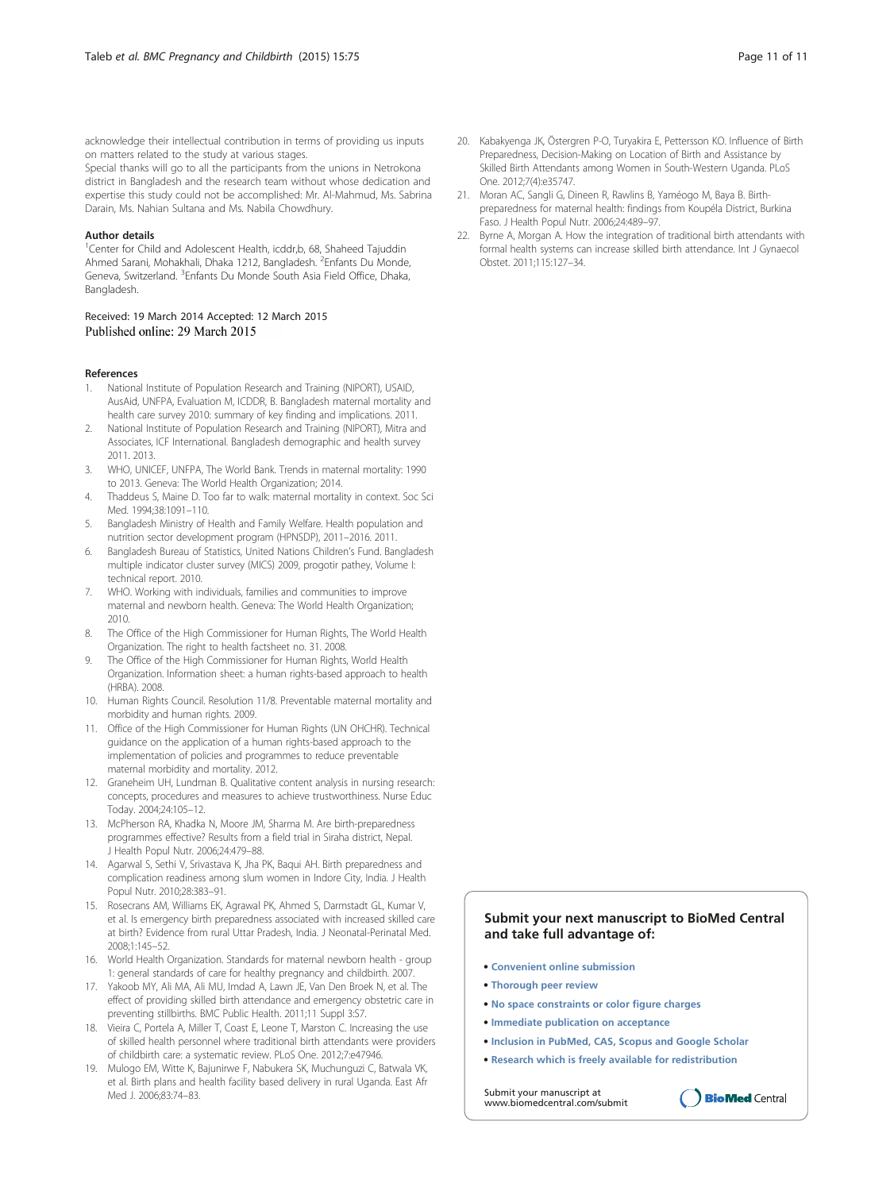acknowledge their intellectual contribution in terms of providing us inputs on matters related to the study at various stages.

Special thanks will go to all the participants from the unions in Netrokona district in Bangladesh and the research team without whose dedication and expertise this study could not be accomplished: Mr. Al-Mahmud, Ms. Sabrina Darain, Ms. Nahian Sultana and Ms. Nabila Chowdhury.

#### Author details

[1]Center for Child and Adolescent Health, icddr,b, 68, Shaheed Tajuddin Ahmed Sarani, Mohakhali, Dhaka 1212, Bangladesh. [2]Enfants Du Monde, Geneva, Switzerland. [3]Enfants Du Monde South Asia Field Office, Dhaka, Bangladesh.

Received: 19 March 2014 Accepted: 12 March 2015
Published online: 29 March 2015

#### References

1. National Institute of Population Research and Training (NIPORT), USAID, AusAid, UNFPA, Evaluation M, ICDDR, B. Bangladesh maternal mortality and health care survey 2010: summary of key finding and implications. 2011.
2. National Institute of Population Research and Training (NIPORT), Mitra and Associates, ICF International. Bangladesh demographic and health survey 2011. 2013.
3. WHO, UNICEF, UNFPA, The World Bank. Trends in maternal mortality: 1990 to 2013. Geneva: The World Health Organization; 2014.
4. Thaddeus S, Maine D. Too far to walk: maternal mortality in context. Soc Sci Med. 1994;38:1091–110.
5. Bangladesh Ministry of Health and Family Welfare. Health population and nutrition sector development program (HPNSDP), 2011–2016. 2011.
6. Bangladesh Bureau of Statistics, United Nations Children's Fund. Bangladesh multiple indicator cluster survey (MICS) 2009, progotir pathey, Volume I: technical report. 2010.
7. WHO. Working with individuals, families and communities to improve maternal and newborn health. Geneva: The World Health Organization; 2010.
8. The Office of the High Commissioner for Human Rights, The World Health Organization. The right to health factsheet no. 31. 2008.
9. The Office of the High Commissioner for Human Rights, World Health Organization. Information sheet: a human rights-based approach to health (HRBA). 2008.
10. Human Rights Council. Resolution 11/8. Preventable maternal mortality and morbidity and human rights. 2009.
11. Office of the High Commissioner for Human Rights (UN OHCHR). Technical guidance on the application of a human rights-based approach to the implementation of policies and programmes to reduce preventable maternal morbidity and mortality. 2012.
12. Graneheim UH, Lundman B. Qualitative content analysis in nursing research: concepts, procedures and measures to achieve trustworthiness. Nurse Educ Today. 2004;24:105–12.
13. McPherson RA, Khadka N, Moore JM, Sharma M. Are birth-preparedness programmes effective? Results from a field trial in Siraha district, Nepal. J Health Popul Nutr. 2006;24:479–88.
14. Agarwal S, Sethi V, Srivastava K, Jha PK, Baqui AH. Birth preparedness and complication readiness among slum women in Indore City, India. J Health Popul Nutr. 2010;28:383–91.
15. Rosecrans AM, Williams EK, Agrawal PK, Ahmed S, Darmstadt GL, Kumar V, et al. Is emergency birth preparedness associated with increased skilled care at birth? Evidence from rural Uttar Pradesh, India. J Neonatal-Perinatal Med. 2008;1:145–52.
16. World Health Organization. Standards for maternal newborn health - group 1: general standards of care for healthy pregnancy and childbirth. 2007.
17. Yakoob MY, Ali MA, Ali MU, Imdad A, Lawn JE, Van Den Broek N, et al. The effect of providing skilled birth attendance and emergency obstetric care in preventing stillbirths. BMC Public Health. 2011;11 Suppl 3:S7.
18. Vieira C, Portela A, Miller T, Coast E, Leone T, Marston C. Increasing the use of skilled health personnel where traditional birth attendants were providers of childbirth care: a systematic review. PLoS One. 2012;7:e47946.
19. Mulogo EM, Witte K, Bajunirwe F, Nabukera SK, Muchunguzi C, Batwala VK, et al. Birth plans and health facility based delivery in rural Uganda. East Afr Med J. 2006;83:74–83.
20. Kabakyenga JK, Östergren P-O, Turyakira E, Pettersson KO. Influence of Birth Preparedness, Decision-Making on Location of Birth and Assistance by Skilled Birth Attendants among Women in South-Western Uganda. PLoS One. 2012;7(4):e35747.
21. Moran AC, Sangli G, Dineen R, Rawlins B, Yaméogo M, Baya B. Birth-preparedness for maternal health: findings from Koupéla District, Burkina Faso. J Health Popul Nutr. 2006;24:489–97.
22. Byrne A, Morgan A. How the integration of traditional birth attendants with formal health systems can increase skilled birth attendance. Int J Gynaecol Obstet. 2011;115:127–34.

**Submit your next manuscript to BioMed Central and take full advantage of:**

- Convenient online submission
- Thorough peer review
- No space constraints or color figure charges
- Immediate publication on acceptance
- Inclusion in PubMed, CAS, Scopus and Google Scholar
- Research which is freely available for redistribution

Submit your manuscript at
www.biomedcentral.com/submit

BioMed Central